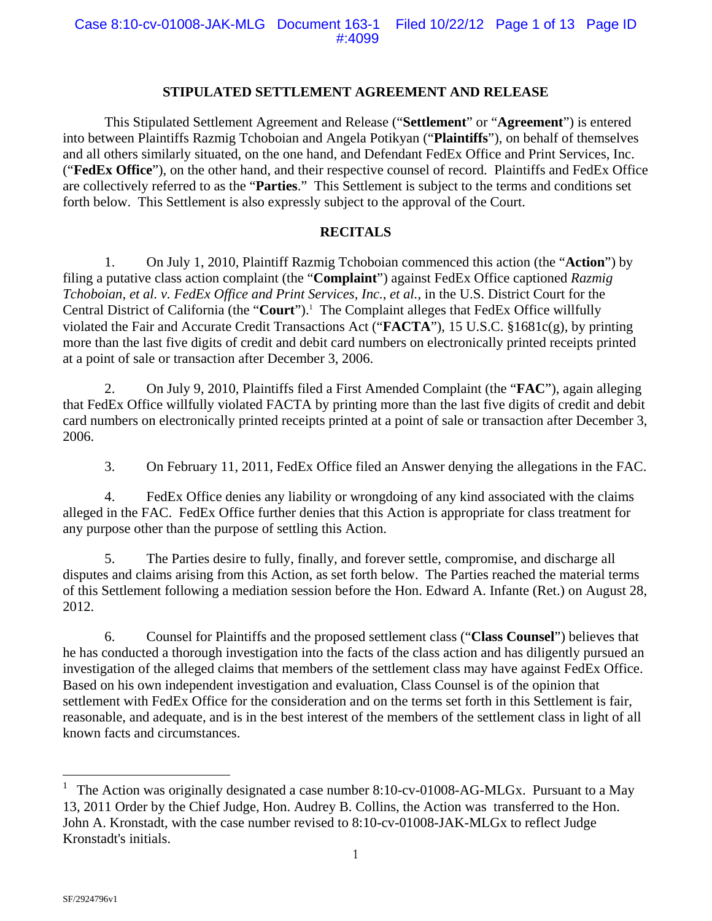# STIPULATED SETTLEMENT AGREEMENT AND RELEASE

This Stipulated Settlement Agreement and Release ("**Settlement**" or "**Agreement**") is entered into between Plaintiffs Razmig Tchoboian and Angela Potikyan ("**Plaintiffs**"), on behalf of themselves and all others similarly situated, on the one hand, and Defendant FedEx Office and Print Services, Inc. ("**FedEx Office**"), on the other hand, and their respective counsel of record. Plaintiffs and FedEx Office are collectively referred to as the "**Parties**." This Settlement is subject to the terms and conditions set forth below. This Settlement is also expressly subject to the approval of the Court.

## RECITALS

1. On July 1, 2010, Plaintiff Razmig Tchoboian commenced this action (the "**Action**") by filing a putative class action complaint (the "**Complaint**") against FedEx Office captioned *Razmig Tchoboian, et al. v. FedEx Office and Print Services, Inc., et al.*, in the U.S. District Court for the Central District of California (the "**Court**").[1] The Complaint alleges that FedEx Office willfully violated the Fair and Accurate Credit Transactions Act ("**FACTA**"), 15 U.S.C. §1681c(g), by printing more than the last five digits of credit and debit card numbers on electronically printed receipts printed at a point of sale or transaction after December 3, 2006.

2. On July 9, 2010, Plaintiffs filed a First Amended Complaint (the "**FAC**"), again alleging that FedEx Office willfully violated FACTA by printing more than the last five digits of credit and debit card numbers on electronically printed receipts printed at a point of sale or transaction after December 3, 2006.

3. On February 11, 2011, FedEx Office filed an Answer denying the allegations in the FAC.

4. FedEx Office denies any liability or wrongdoing of any kind associated with the claims alleged in the FAC. FedEx Office further denies that this Action is appropriate for class treatment for any purpose other than the purpose of settling this Action.

5. The Parties desire to fully, finally, and forever settle, compromise, and discharge all disputes and claims arising from this Action, as set forth below. The Parties reached the material terms of this Settlement following a mediation session before the Hon. Edward A. Infante (Ret.) on August 28, 2012.

6. Counsel for Plaintiffs and the proposed settlement class ("**Class Counsel**") believes that he has conducted a thorough investigation into the facts of the class action and has diligently pursued an investigation of the alleged claims that members of the settlement class may have against FedEx Office. Based on his own independent investigation and evaluation, Class Counsel is of the opinion that settlement with FedEx Office for the consideration and on the terms set forth in this Settlement is fair, reasonable, and adequate, and is in the best interest of the members of the settlement class in light of all known facts and circumstances.

---

[1] The Action was originally designated a case number 8:10-cv-01008-AG-MLGx. Pursuant to a May 13, 2011 Order by the Chief Judge, Hon. Audrey B. Collins, the Action was transferred to the Hon. John A. Kronstadt, with the case number revised to 8:10-cv-01008-JAK-MLGx to reflect Judge Kronstadt's initials.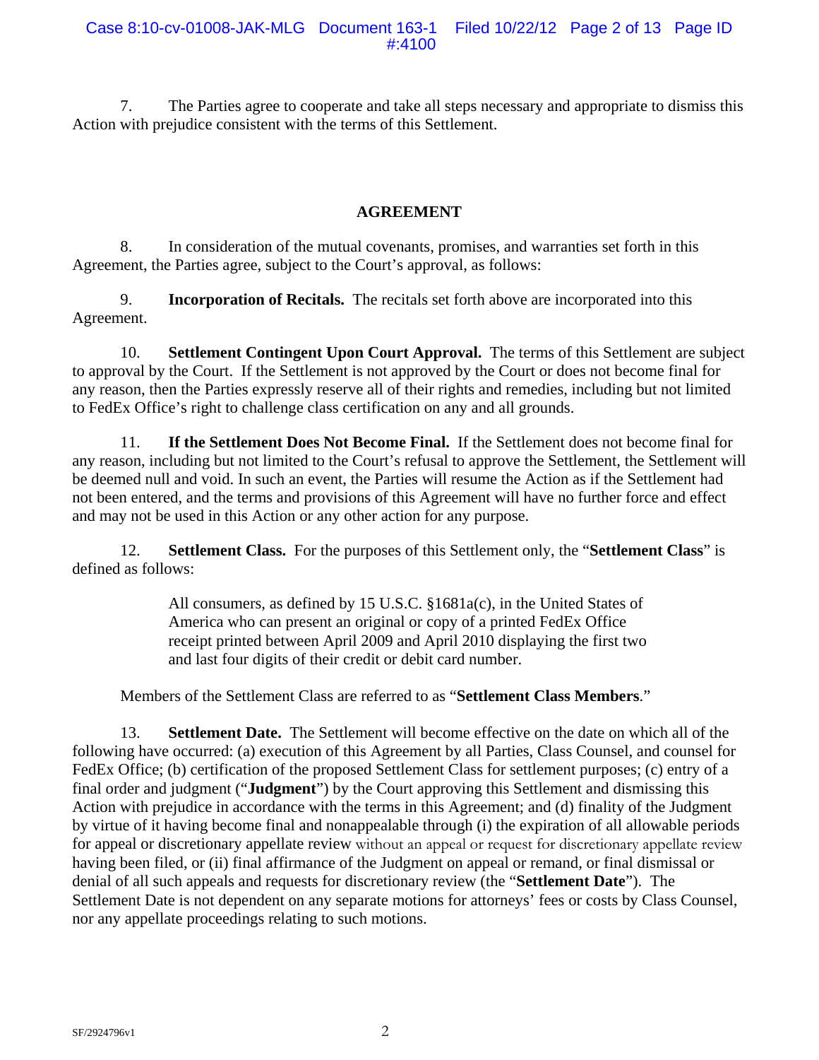7. The Parties agree to cooperate and take all steps necessary and appropriate to dismiss this Action with prejudice consistent with the terms of this Settlement.

## AGREEMENT

8. In consideration of the mutual covenants, promises, and warranties set forth in this Agreement, the Parties agree, subject to the Court's approval, as follows:

9. **Incorporation of Recitals.** The recitals set forth above are incorporated into this Agreement.

10. **Settlement Contingent Upon Court Approval.** The terms of this Settlement are subject to approval by the Court. If the Settlement is not approved by the Court or does not become final for any reason, then the Parties expressly reserve all of their rights and remedies, including but not limited to FedEx Office's right to challenge class certification on any and all grounds.

11. **If the Settlement Does Not Become Final.** If the Settlement does not become final for any reason, including but not limited to the Court's refusal to approve the Settlement, the Settlement will be deemed null and void. In such an event, the Parties will resume the Action as if the Settlement had not been entered, and the terms and provisions of this Agreement will have no further force and effect and may not be used in this Action or any other action for any purpose.

12. **Settlement Class.** For the purposes of this Settlement only, the "**Settlement Class**" is defined as follows:

> All consumers, as defined by 15 U.S.C. §1681a(c), in the United States of America who can present an original or copy of a printed FedEx Office receipt printed between April 2009 and April 2010 displaying the first two and last four digits of their credit or debit card number.

Members of the Settlement Class are referred to as "**Settlement Class Members**."

13. **Settlement Date.** The Settlement will become effective on the date on which all of the following have occurred: (a) execution of this Agreement by all Parties, Class Counsel, and counsel for FedEx Office; (b) certification of the proposed Settlement Class for settlement purposes; (c) entry of a final order and judgment ("**Judgment**") by the Court approving this Settlement and dismissing this Action with prejudice in accordance with the terms in this Agreement; and (d) finality of the Judgment by virtue of it having become final and nonappealable through (i) the expiration of all allowable periods for appeal or discretionary appellate review without an appeal or request for discretionary appellate review having been filed, or (ii) final affirmance of the Judgment on appeal or remand, or final dismissal or denial of all such appeals and requests for discretionary review (the "**Settlement Date**"). The Settlement Date is not dependent on any separate motions for attorneys' fees or costs by Class Counsel, nor any appellate proceedings relating to such motions.

SF/2924796v1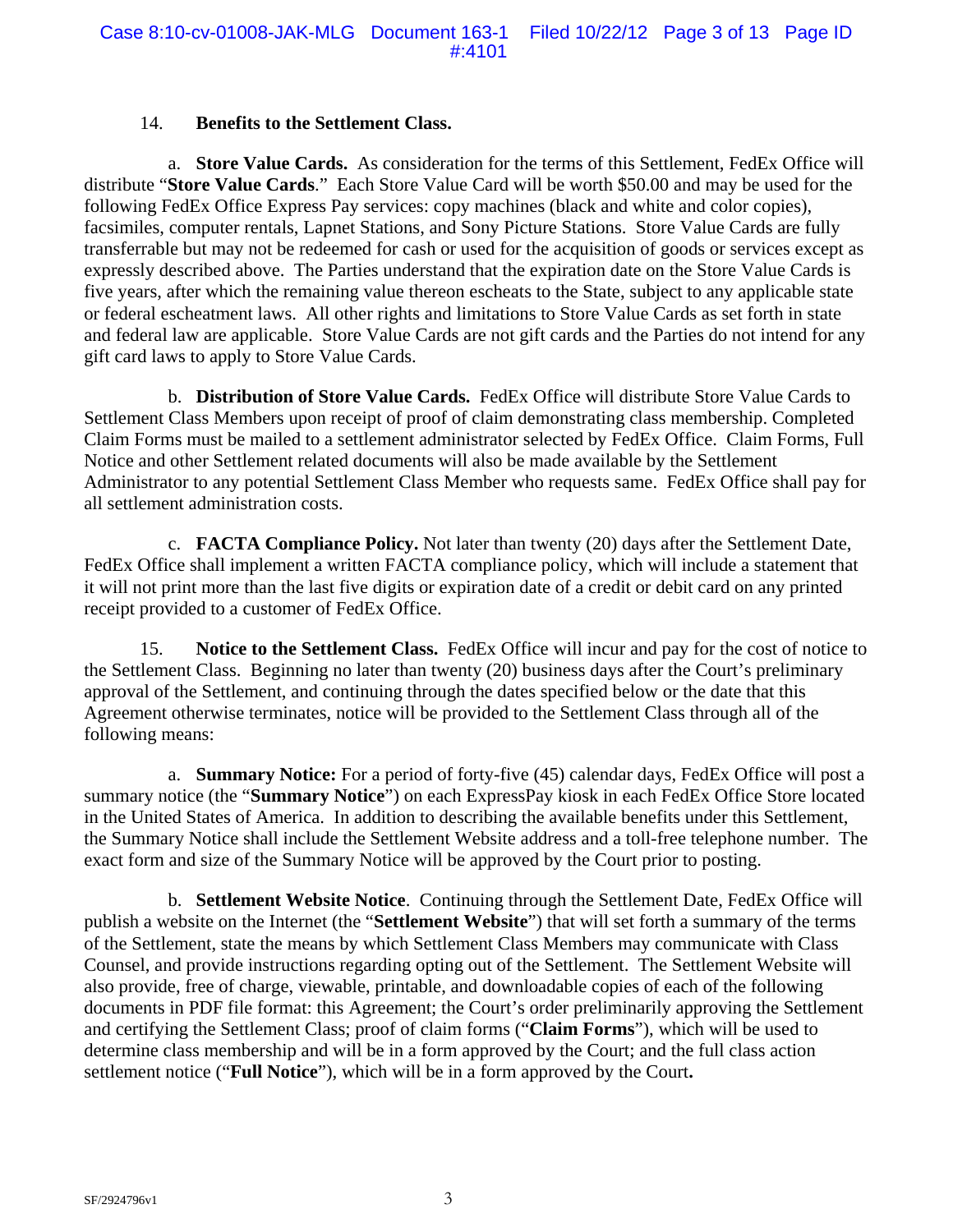14. **Benefits to the Settlement Class.**

a. **Store Value Cards.** As consideration for the terms of this Settlement, FedEx Office will distribute "**Store Value Cards**." Each Store Value Card will be worth $50.00 and may be used for the following FedEx Office Express Pay services: copy machines (black and white and color copies), facsimiles, computer rentals, Lapnet Stations, and Sony Picture Stations. Store Value Cards are fully transferrable but may not be redeemed for cash or used for the acquisition of goods or services except as expressly described above. The Parties understand that the expiration date on the Store Value Cards is five years, after which the remaining value thereon escheats to the State, subject to any applicable state or federal escheatment laws. All other rights and limitations to Store Value Cards as set forth in state and federal law are applicable. Store Value Cards are not gift cards and the Parties do not intend for any gift card laws to apply to Store Value Cards.

b. **Distribution of Store Value Cards.** FedEx Office will distribute Store Value Cards to Settlement Class Members upon receipt of proof of claim demonstrating class membership. Completed Claim Forms must be mailed to a settlement administrator selected by FedEx Office. Claim Forms, Full Notice and other Settlement related documents will also be made available by the Settlement Administrator to any potential Settlement Class Member who requests same. FedEx Office shall pay for all settlement administration costs.

c. **FACTA Compliance Policy.** Not later than twenty (20) days after the Settlement Date, FedEx Office shall implement a written FACTA compliance policy, which will include a statement that it will not print more than the last five digits or expiration date of a credit or debit card on any printed receipt provided to a customer of FedEx Office.

15. **Notice to the Settlement Class.** FedEx Office will incur and pay for the cost of notice to the Settlement Class. Beginning no later than twenty (20) business days after the Court's preliminary approval of the Settlement, and continuing through the dates specified below or the date that this Agreement otherwise terminates, notice will be provided to the Settlement Class through all of the following means:

a. **Summary Notice:** For a period of forty-five (45) calendar days, FedEx Office will post a summary notice (the "**Summary Notice**") on each ExpressPay kiosk in each FedEx Office Store located in the United States of America. In addition to describing the available benefits under this Settlement, the Summary Notice shall include the Settlement Website address and a toll-free telephone number. The exact form and size of the Summary Notice will be approved by the Court prior to posting.

b. **Settlement Website Notice**. Continuing through the Settlement Date, FedEx Office will publish a website on the Internet (the "**Settlement Website**") that will set forth a summary of the terms of the Settlement, state the means by which Settlement Class Members may communicate with Class Counsel, and provide instructions regarding opting out of the Settlement. The Settlement Website will also provide, free of charge, viewable, printable, and downloadable copies of each of the following documents in PDF file format: this Agreement; the Court's order preliminarily approving the Settlement and certifying the Settlement Class; proof of claim forms ("**Claim Forms**"), which will be used to determine class membership and will be in a form approved by the Court; and the full class action settlement notice ("**Full Notice**"), which will be in a form approved by the Court**.**

SF/2924796v1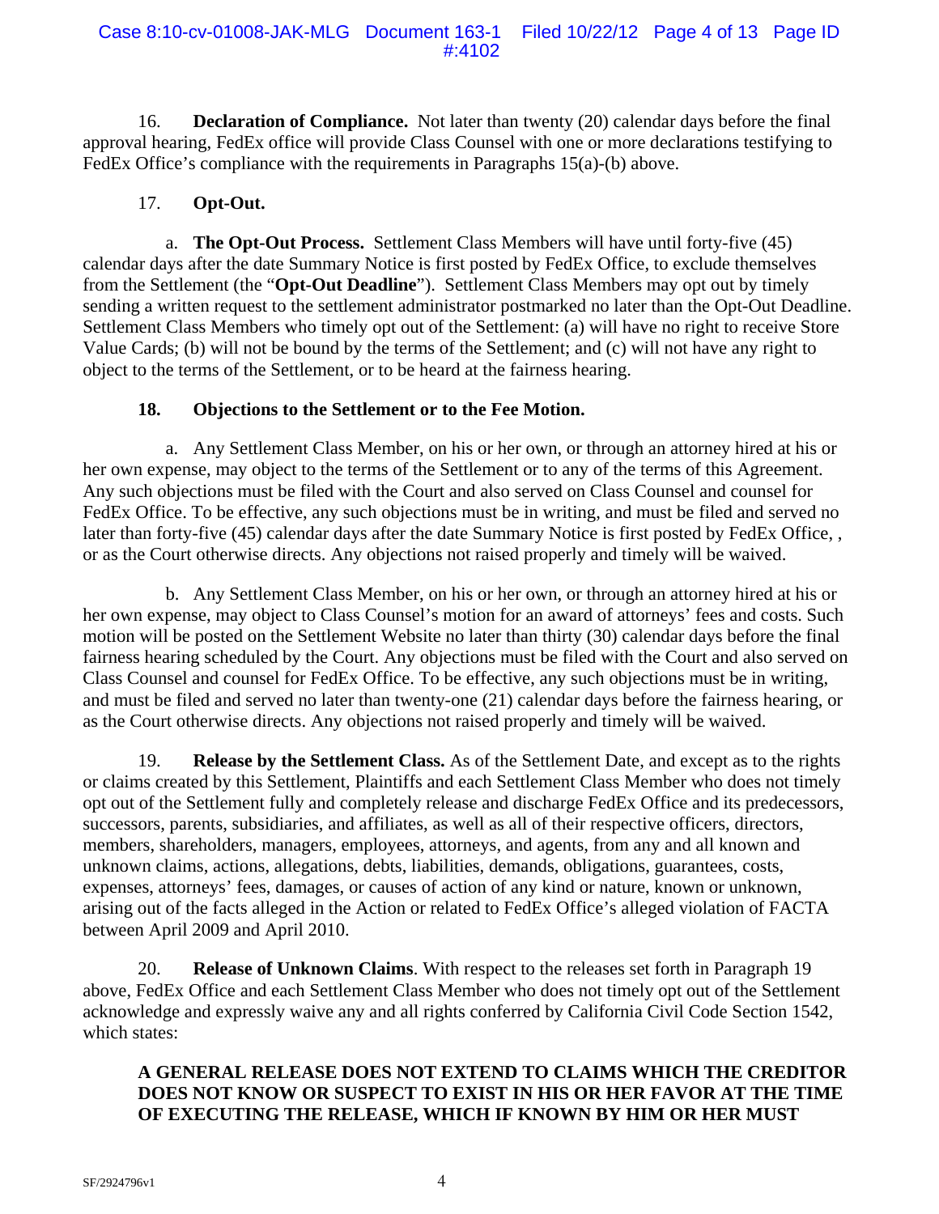16. **Declaration of Compliance.** Not later than twenty (20) calendar days before the final approval hearing, FedEx office will provide Class Counsel with one or more declarations testifying to FedEx Office's compliance with the requirements in Paragraphs 15(a)-(b) above.

17. **Opt-Out.**

a. **The Opt-Out Process.** Settlement Class Members will have until forty-five (45) calendar days after the date Summary Notice is first posted by FedEx Office, to exclude themselves from the Settlement (the "**Opt-Out Deadline**"). Settlement Class Members may opt out by timely sending a written request to the settlement administrator postmarked no later than the Opt-Out Deadline. Settlement Class Members who timely opt out of the Settlement: (a) will have no right to receive Store Value Cards; (b) will not be bound by the terms of the Settlement; and (c) will not have any right to object to the terms of the Settlement, or to be heard at the fairness hearing.

**18. Objections to the Settlement or to the Fee Motion.**

a. Any Settlement Class Member, on his or her own, or through an attorney hired at his or her own expense, may object to the terms of the Settlement or to any of the terms of this Agreement. Any such objections must be filed with the Court and also served on Class Counsel and counsel for FedEx Office. To be effective, any such objections must be in writing, and must be filed and served no later than forty-five (45) calendar days after the date Summary Notice is first posted by FedEx Office, , or as the Court otherwise directs. Any objections not raised properly and timely will be waived.

b. Any Settlement Class Member, on his or her own, or through an attorney hired at his or her own expense, may object to Class Counsel's motion for an award of attorneys' fees and costs. Such motion will be posted on the Settlement Website no later than thirty (30) calendar days before the final fairness hearing scheduled by the Court. Any objections must be filed with the Court and also served on Class Counsel and counsel for FedEx Office. To be effective, any such objections must be in writing, and must be filed and served no later than twenty-one (21) calendar days before the fairness hearing, or as the Court otherwise directs. Any objections not raised properly and timely will be waived.

19. **Release by the Settlement Class.** As of the Settlement Date, and except as to the rights or claims created by this Settlement, Plaintiffs and each Settlement Class Member who does not timely opt out of the Settlement fully and completely release and discharge FedEx Office and its predecessors, successors, parents, subsidiaries, and affiliates, as well as all of their respective officers, directors, members, shareholders, managers, employees, attorneys, and agents, from any and all known and unknown claims, actions, allegations, debts, liabilities, demands, obligations, guarantees, costs, expenses, attorneys' fees, damages, or causes of action of any kind or nature, known or unknown, arising out of the facts alleged in the Action or related to FedEx Office's alleged violation of FACTA between April 2009 and April 2010.

20. **Release of Unknown Claims**. With respect to the releases set forth in Paragraph 19 above, FedEx Office and each Settlement Class Member who does not timely opt out of the Settlement acknowledge and expressly waive any and all rights conferred by California Civil Code Section 1542, which states:

> **A GENERAL RELEASE DOES NOT EXTEND TO CLAIMS WHICH THE CREDITOR DOES NOT KNOW OR SUSPECT TO EXIST IN HIS OR HER FAVOR AT THE TIME OF EXECUTING THE RELEASE, WHICH IF KNOWN BY HIM OR HER MUST**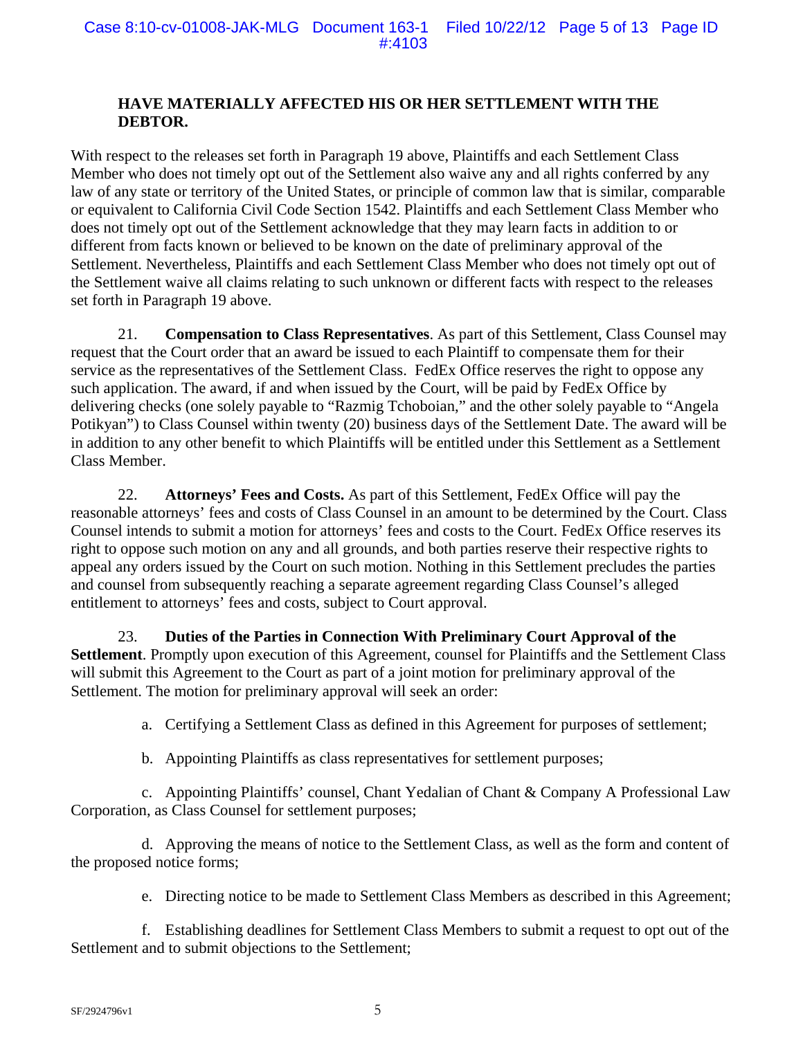**HAVE MATERIALLY AFFECTED HIS OR HER SETTLEMENT WITH THE DEBTOR.**

With respect to the releases set forth in Paragraph 19 above, Plaintiffs and each Settlement Class Member who does not timely opt out of the Settlement also waive any and all rights conferred by any law of any state or territory of the United States, or principle of common law that is similar, comparable or equivalent to California Civil Code Section 1542. Plaintiffs and each Settlement Class Member who does not timely opt out of the Settlement acknowledge that they may learn facts in addition to or different from facts known or believed to be known on the date of preliminary approval of the Settlement. Nevertheless, Plaintiffs and each Settlement Class Member who does not timely opt out of the Settlement waive all claims relating to such unknown or different facts with respect to the releases set forth in Paragraph 19 above.

21. **Compensation to Class Representatives**. As part of this Settlement, Class Counsel may request that the Court order that an award be issued to each Plaintiff to compensate them for their service as the representatives of the Settlement Class. FedEx Office reserves the right to oppose any such application. The award, if and when issued by the Court, will be paid by FedEx Office by delivering checks (one solely payable to "Razmig Tchoboian," and the other solely payable to "Angela Potikyan") to Class Counsel within twenty (20) business days of the Settlement Date. The award will be in addition to any other benefit to which Plaintiffs will be entitled under this Settlement as a Settlement Class Member.

22. **Attorneys' Fees and Costs.** As part of this Settlement, FedEx Office will pay the reasonable attorneys' fees and costs of Class Counsel in an amount to be determined by the Court. Class Counsel intends to submit a motion for attorneys' fees and costs to the Court. FedEx Office reserves its right to oppose such motion on any and all grounds, and both parties reserve their respective rights to appeal any orders issued by the Court on such motion. Nothing in this Settlement precludes the parties and counsel from subsequently reaching a separate agreement regarding Class Counsel's alleged entitlement to attorneys' fees and costs, subject to Court approval.

23. **Duties of the Parties in Connection With Preliminary Court Approval of the Settlement**. Promptly upon execution of this Agreement, counsel for Plaintiffs and the Settlement Class will submit this Agreement to the Court as part of a joint motion for preliminary approval of the Settlement. The motion for preliminary approval will seek an order:

a. Certifying a Settlement Class as defined in this Agreement for purposes of settlement;

b. Appointing Plaintiffs as class representatives for settlement purposes;

c. Appointing Plaintiffs' counsel, Chant Yedalian of Chant & Company A Professional Law Corporation, as Class Counsel for settlement purposes;

d. Approving the means of notice to the Settlement Class, as well as the form and content of the proposed notice forms;

e. Directing notice to be made to Settlement Class Members as described in this Agreement;

f. Establishing deadlines for Settlement Class Members to submit a request to opt out of the Settlement and to submit objections to the Settlement;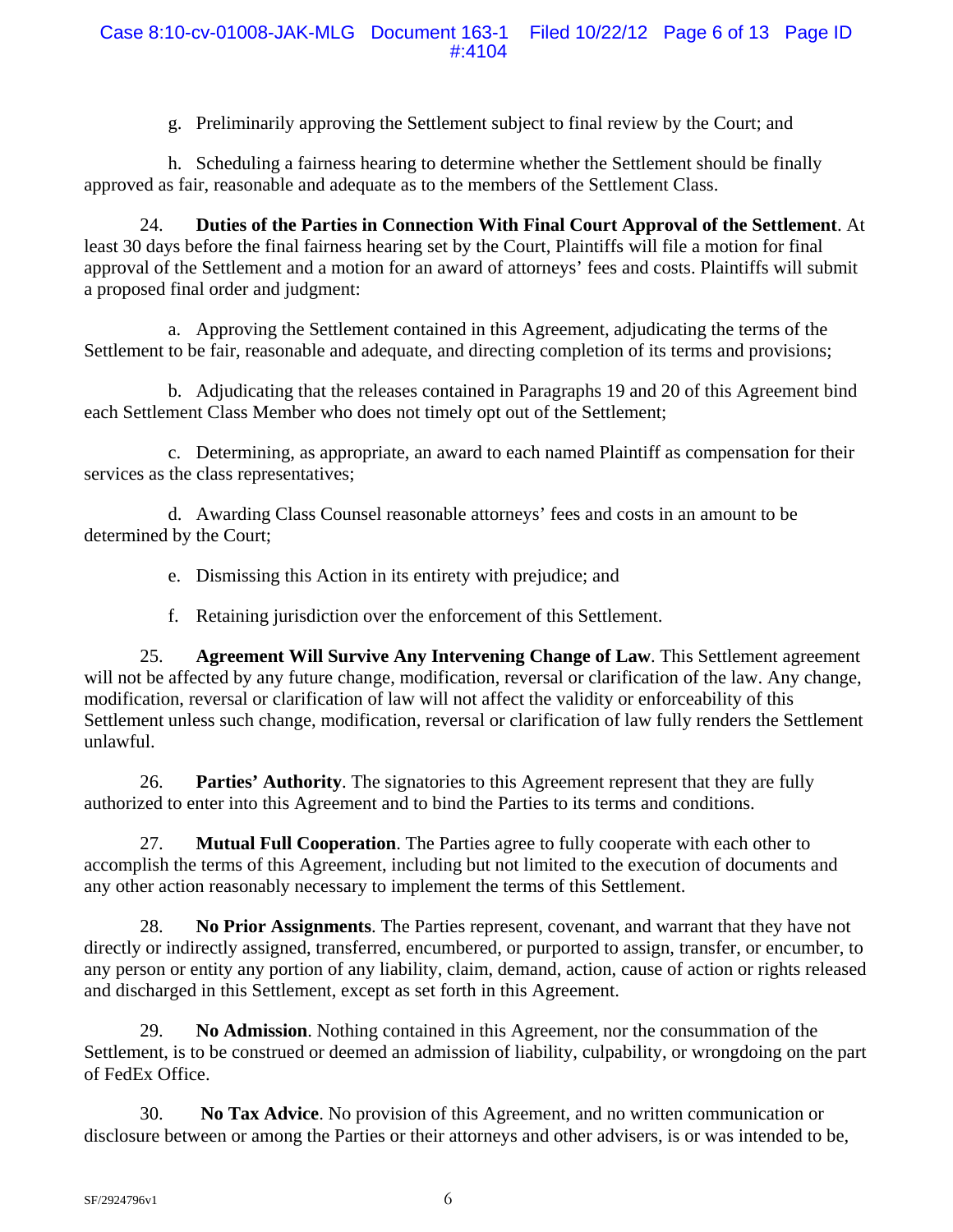g. Preliminarily approving the Settlement subject to final review by the Court; and

h. Scheduling a fairness hearing to determine whether the Settlement should be finally approved as fair, reasonable and adequate as to the members of the Settlement Class.

24. **Duties of the Parties in Connection With Final Court Approval of the Settlement**. At least 30 days before the final fairness hearing set by the Court, Plaintiffs will file a motion for final approval of the Settlement and a motion for an award of attorneys' fees and costs. Plaintiffs will submit a proposed final order and judgment:

a. Approving the Settlement contained in this Agreement, adjudicating the terms of the Settlement to be fair, reasonable and adequate, and directing completion of its terms and provisions;

b. Adjudicating that the releases contained in Paragraphs 19 and 20 of this Agreement bind each Settlement Class Member who does not timely opt out of the Settlement;

c. Determining, as appropriate, an award to each named Plaintiff as compensation for their services as the class representatives;

d. Awarding Class Counsel reasonable attorneys' fees and costs in an amount to be determined by the Court;

e. Dismissing this Action in its entirety with prejudice; and

f. Retaining jurisdiction over the enforcement of this Settlement.

25. **Agreement Will Survive Any Intervening Change of Law**. This Settlement agreement will not be affected by any future change, modification, reversal or clarification of the law. Any change, modification, reversal or clarification of law will not affect the validity or enforceability of this Settlement unless such change, modification, reversal or clarification of law fully renders the Settlement unlawful.

26. **Parties' Authority**. The signatories to this Agreement represent that they are fully authorized to enter into this Agreement and to bind the Parties to its terms and conditions.

27. **Mutual Full Cooperation**. The Parties agree to fully cooperate with each other to accomplish the terms of this Agreement, including but not limited to the execution of documents and any other action reasonably necessary to implement the terms of this Settlement.

28. **No Prior Assignments**. The Parties represent, covenant, and warrant that they have not directly or indirectly assigned, transferred, encumbered, or purported to assign, transfer, or encumber, to any person or entity any portion of any liability, claim, demand, action, cause of action or rights released and discharged in this Settlement, except as set forth in this Agreement.

29. **No Admission**. Nothing contained in this Agreement, nor the consummation of the Settlement, is to be construed or deemed an admission of liability, culpability, or wrongdoing on the part of FedEx Office.

30. **No Tax Advice**. No provision of this Agreement, and no written communication or disclosure between or among the Parties or their attorneys and other advisers, is or was intended to be,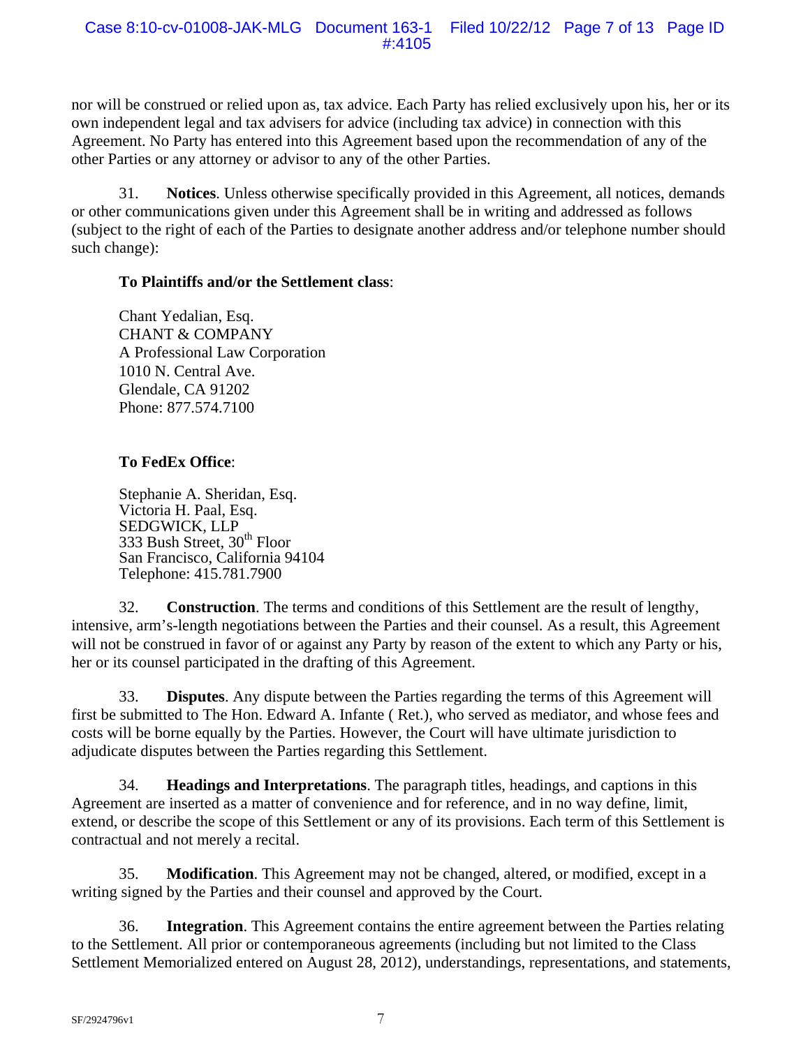nor will be construed or relied upon as, tax advice. Each Party has relied exclusively upon his, her or its own independent legal and tax advisers for advice (including tax advice) in connection with this Agreement. No Party has entered into this Agreement based upon the recommendation of any of the other Parties or any attorney or advisor to any of the other Parties.

31. **Notices**. Unless otherwise specifically provided in this Agreement, all notices, demands or other communications given under this Agreement shall be in writing and addressed as follows (subject to the right of each of the Parties to designate another address and/or telephone number should such change):

**To Plaintiffs and/or the Settlement class**:

Chant Yedalian, Esq.
CHANT & COMPANY
A Professional Law Corporation
1010 N. Central Ave.
Glendale, CA 91202
Phone: 877.574.7100

**To FedEx Office**:

Stephanie A. Sheridan, Esq.
Victoria H. Paal, Esq.
SEDGWICK, LLP
333 Bush Street, 30th Floor
San Francisco, California 94104
Telephone: 415.781.7900

32. **Construction**. The terms and conditions of this Settlement are the result of lengthy, intensive, arm's-length negotiations between the Parties and their counsel. As a result, this Agreement will not be construed in favor of or against any Party by reason of the extent to which any Party or his, her or its counsel participated in the drafting of this Agreement.

33. **Disputes**. Any dispute between the Parties regarding the terms of this Agreement will first be submitted to The Hon. Edward A. Infante ( Ret.), who served as mediator, and whose fees and costs will be borne equally by the Parties. However, the Court will have ultimate jurisdiction to adjudicate disputes between the Parties regarding this Settlement.

34. **Headings and Interpretations**. The paragraph titles, headings, and captions in this Agreement are inserted as a matter of convenience and for reference, and in no way define, limit, extend, or describe the scope of this Settlement or any of its provisions. Each term of this Settlement is contractual and not merely a recital.

35. **Modification**. This Agreement may not be changed, altered, or modified, except in a writing signed by the Parties and their counsel and approved by the Court.

36. **Integration**. This Agreement contains the entire agreement between the Parties relating to the Settlement. All prior or contemporaneous agreements (including but not limited to the Class Settlement Memorialized entered on August 28, 2012), understandings, representations, and statements,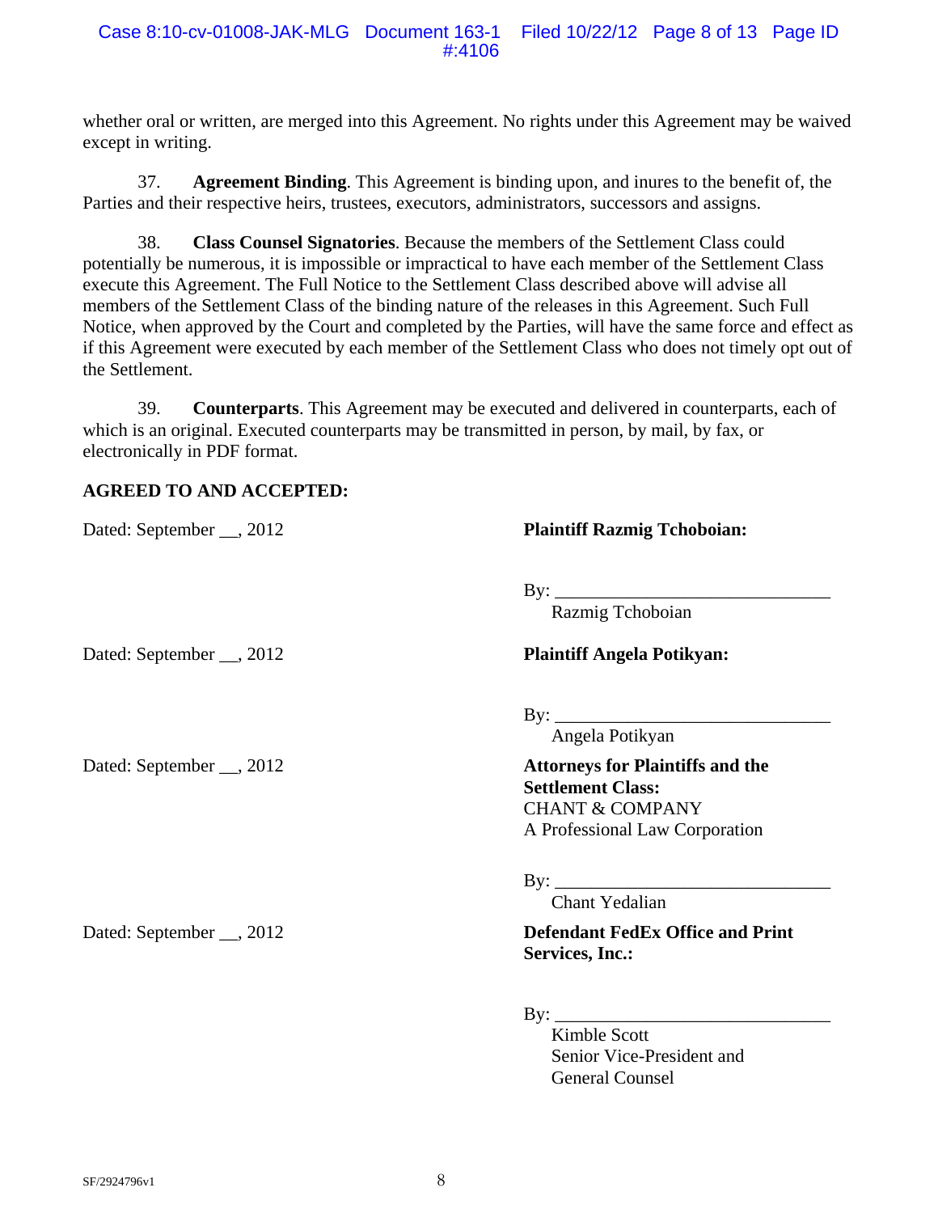whether oral or written, are merged into this Agreement. No rights under this Agreement may be waived except in writing.

37. **Agreement Binding**. This Agreement is binding upon, and inures to the benefit of, the Parties and their respective heirs, trustees, executors, administrators, successors and assigns.

38. **Class Counsel Signatories**. Because the members of the Settlement Class could potentially be numerous, it is impossible or impractical to have each member of the Settlement Class execute this Agreement. The Full Notice to the Settlement Class described above will advise all members of the Settlement Class of the binding nature of the releases in this Agreement. Such Full Notice, when approved by the Court and completed by the Parties, will have the same force and effect as if this Agreement were executed by each member of the Settlement Class who does not timely opt out of the Settlement.

39. **Counterparts**. This Agreement may be executed and delivered in counterparts, each of which is an original. Executed counterparts may be transmitted in person, by mail, by fax, or electronically in PDF format.

**AGREED TO AND ACCEPTED:**

Dated: September __, 2012

**Plaintiff Razmig Tchoboian:**

By: ______________________________
Razmig Tchoboian

Dated: September __, 2012

**Plaintiff Angela Potikyan:**

By: ______________________________
Angela Potikyan

Dated: September __, 2012

**Attorneys for Plaintiffs and the Settlement Class:**
CHANT & COMPANY
A Professional Law Corporation

By: ______________________________
Chant Yedalian

Dated: September __, 2012

**Defendant FedEx Office and Print Services, Inc.:**

By: ______________________________
Kimble Scott
Senior Vice-President and
General Counsel

SF/2924796v1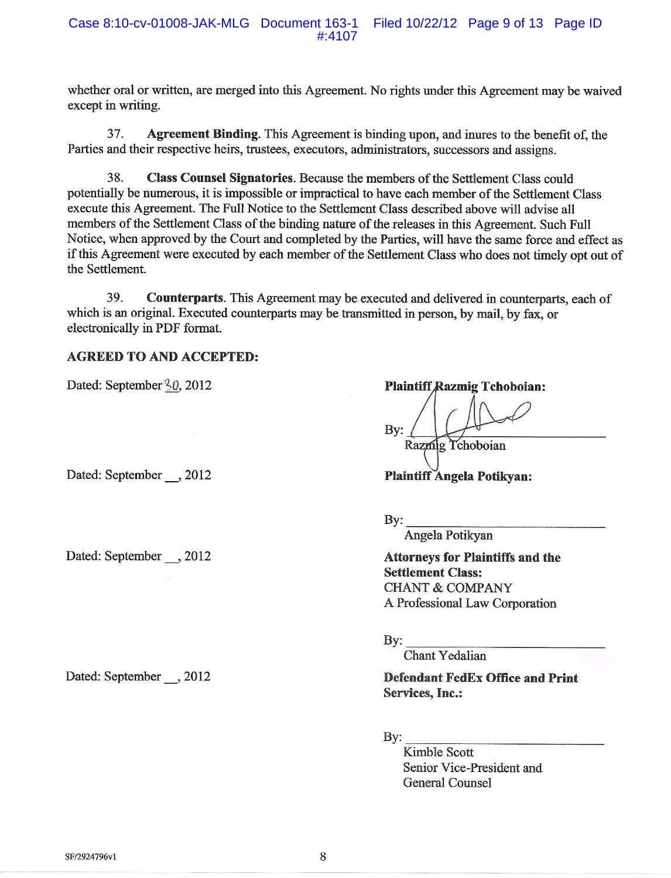whether oral or written, are merged into this Agreement. No rights under this Agreement may be waived except in writing.

37. **Agreement Binding**. This Agreement is binding upon, and inures to the benefit of, the Parties and their respective heirs, trustees, executors, administrators, successors and assigns.

38. **Class Counsel Signatories**. Because the members of the Settlement Class could potentially be numerous, it is impossible or impractical to have each member of the Settlement Class execute this Agreement. The Full Notice to the Settlement Class described above will advise all members of the Settlement Class of the binding nature of the releases in this Agreement. Such Full Notice, when approved by the Court and completed by the Parties, will have the same force and effect as if this Agreement were executed by each member of the Settlement Class who does not timely opt out of the Settlement.

39. **Counterparts**. This Agreement may be executed and delivered in counterparts, each of which is an original. Executed counterparts may be transmitted in person, by mail, by fax, or electronically in PDF format.

**AGREED TO AND ACCEPTED:**

Dated: September 30, 2012

**Plaintiff Razmig Tchoboian:**

By: ______________________
Razmig Tchoboian

Dated: September __, 2012

**Plaintiff Angela Potikyan:**

By: ______________________
Angela Potikyan

Dated: September __, 2012

**Attorneys for Plaintiffs and the Settlement Class:**
CHANT & COMPANY
A Professional Law Corporation

By: ______________________
Chant Yedalian

Dated: September __, 2012

**Defendant FedEx Office and Print Services, Inc.:**

By: ______________________
Kimble Scott
Senior Vice-President and
General Counsel

SF/2924796v1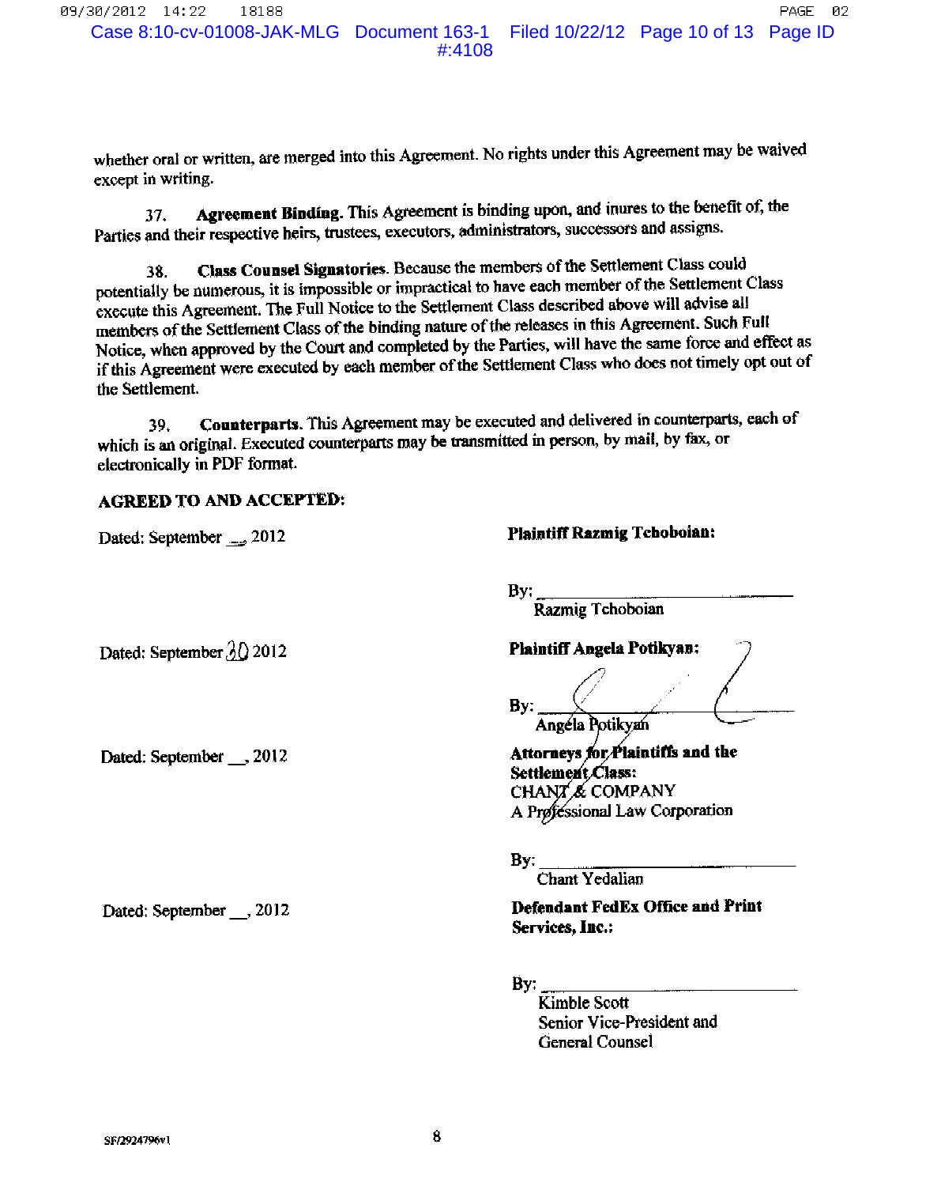whether oral or written, are merged into this Agreement. No rights under this Agreement may be waived except in writing.

37. **Agreement Binding.** This Agreement is binding upon, and inures to the benefit of, the Parties and their respective heirs, trustees, executors, administrators, successors and assigns.

38. **Class Counsel Signatories.** Because the members of the Settlement Class could potentially be numerous, it is impossible or impractical to have each member of the Settlement Class execute this Agreement. The Full Notice to the Settlement Class described above will advise all members of the Settlement Class of the binding nature of the releases in this Agreement. Such Full Notice, when approved by the Court and completed by the Parties, will have the same force and effect as if this Agreement were executed by each member of the Settlement Class who does not timely opt out of the Settlement.

39. **Counterparts.** This Agreement may be executed and delivered in counterparts, each of which is an original. Executed counterparts may be transmitted in person, by mail, by fax, or electronically in PDF format.

**AGREED TO AND ACCEPTED:**

Dated: September __, 2012

**Plaintiff Razmig Tchoboian:**

By: ______________________
Razmig Tchoboian

Dated: September 30 2012

**Plaintiff Angela Potikyan:**

By: ______________________
Angela Potikyan

Dated: September __, 2012

**Attorneys for Plaintiffs and the Settlement Class:**
CHANT & COMPANY
A Professional Law Corporation

By: ______________________
Chant Yedalian

Dated: September __, 2012

**Defendant FedEx Office and Print Services, Inc.:**

By: ______________________
Kimble Scott
Senior Vice-President and
General Counsel

SF/2924796v1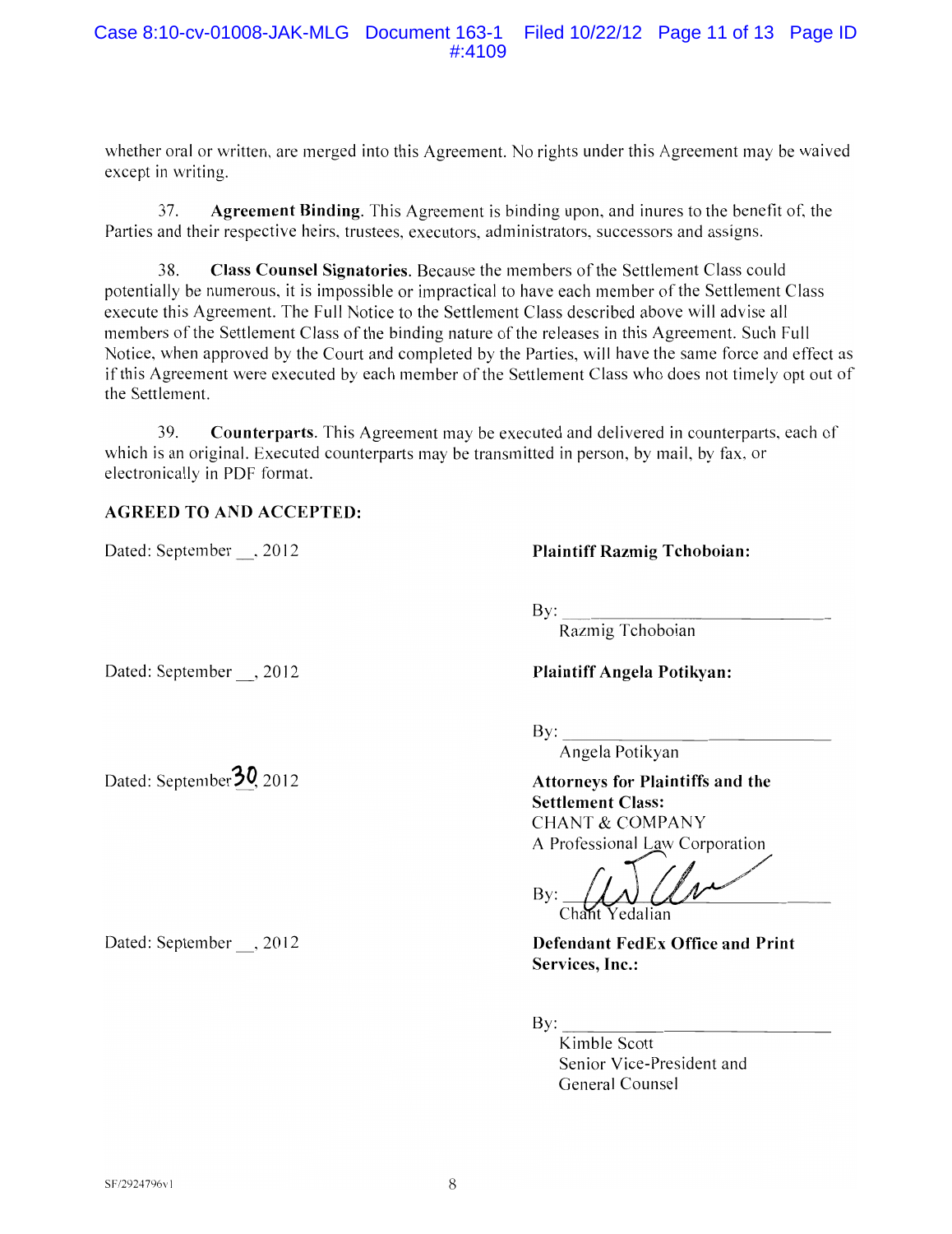whether oral or written, are merged into this Agreement. No rights under this Agreement may be waived except in writing.

37. **Agreement Binding**. This Agreement is binding upon, and inures to the benefit of, the Parties and their respective heirs, trustees, executors, administrators, successors and assigns.

38. **Class Counsel Signatories**. Because the members of the Settlement Class could potentially be numerous, it is impossible or impractical to have each member of the Settlement Class execute this Agreement. The Full Notice to the Settlement Class described above will advise all members of the Settlement Class of the binding nature of the releases in this Agreement. Such Full Notice, when approved by the Court and completed by the Parties, will have the same force and effect as if this Agreement were executed by each member of the Settlement Class who does not timely opt out of the Settlement.

39. **Counterparts**. This Agreement may be executed and delivered in counterparts, each of which is an original. Executed counterparts may be transmitted in person, by mail, by fax, or electronically in PDF format.

**AGREED TO AND ACCEPTED:**

Dated: September __, 2012

**Plaintiff Razmig Tchoboian:**

By: ______________________________
Razmig Tchoboian

Dated: September __, 2012

**Plaintiff Angela Potikyan:**

By: ______________________________
Angela Potikyan

Dated: September 30, 2012

**Attorneys for Plaintiffs and the Settlement Class:**
CHANT & COMPANY
A Professional Law Corporation

By: ______________________________
Chant Yedalian

Dated: September __, 2012

**Defendant FedEx Office and Print Services, Inc.:**

By: ______________________________
Kimble Scott
Senior Vice-President and
General Counsel

SF/2924796v1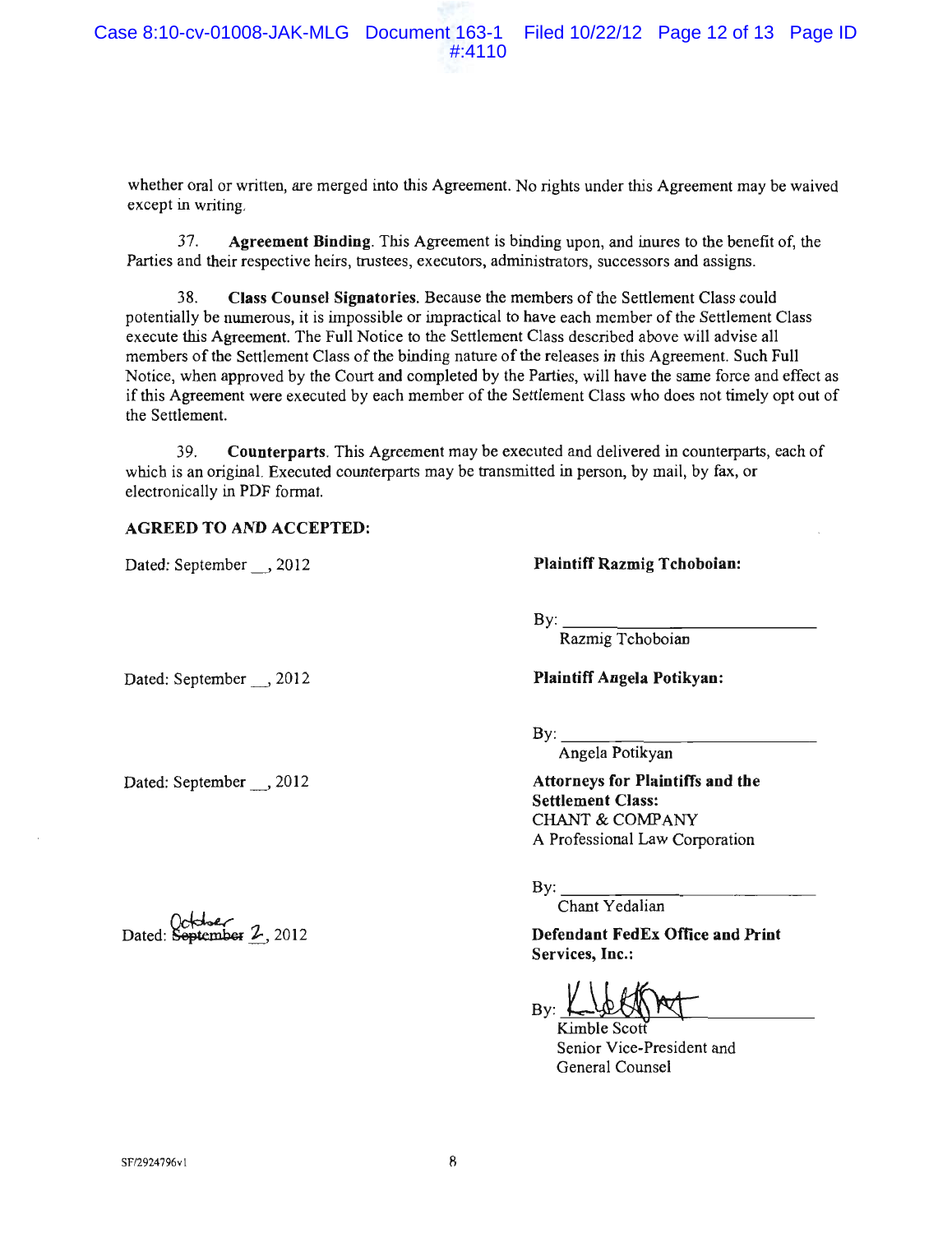whether oral or written, are merged into this Agreement. No rights under this Agreement may be waived except in writing.

37. **Agreement Binding**. This Agreement is binding upon, and inures to the benefit of, the Parties and their respective heirs, trustees, executors, administrators, successors and assigns.

38. **Class Counsel Signatories.** Because the members of the Settlement Class could potentially be numerous, it is impossible or impractical to have each member of the Settlement Class execute this Agreement. The Full Notice to the Settlement Class described above will advise all members of the Settlement Class of the binding nature of the releases in this Agreement. Such Full Notice, when approved by the Court and completed by the Parties, will have the same force and effect as if this Agreement were executed by each member of the Settlement Class who does not timely opt out of the Settlement.

39. **Counterparts**. This Agreement may be executed and delivered in counterparts, each of which is an original. Executed counterparts may be transmitted in person, by mail, by fax, or electronically in PDF format.

**AGREED TO AND ACCEPTED:**

Dated: September __, 2012

**Plaintiff Razmig Tchoboian:**

By: ____________________
Razmig Tchoboian

Dated: September __, 2012

**Plaintiff Angela Potikyan:**

By: ____________________
Angela Potikyan

Dated: September __, 2012

**Attorneys for Plaintiffs and the Settlement Class:**
CHANT & COMPANY
A Professional Law Corporation

By: ____________________
Chant Yedalian

Dated: ~~September~~ October 2, 2012

**Defendant FedEx Office and Print Services, Inc.:**

By: [signature]
Kimble Scott
Senior Vice-President and General Counsel

SF/2924796v1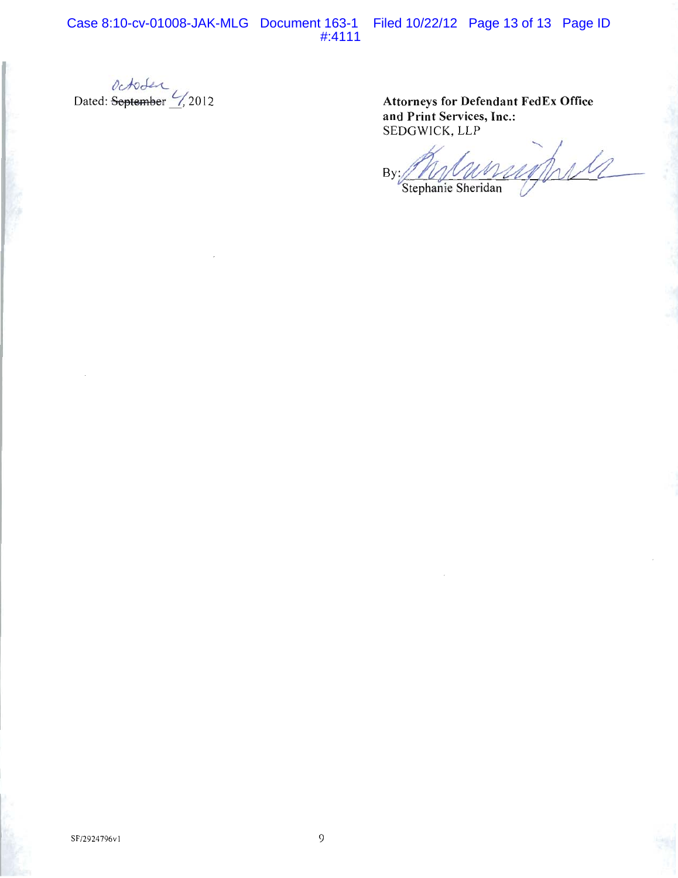Dated: ~~September~~ October 4, 2012

**Attorneys for Defendant FedEx Office and Print Services, Inc.:**
SEDGWICK, LLP

By: ______________________
Stephanie Sheridan

SF/2924796v1